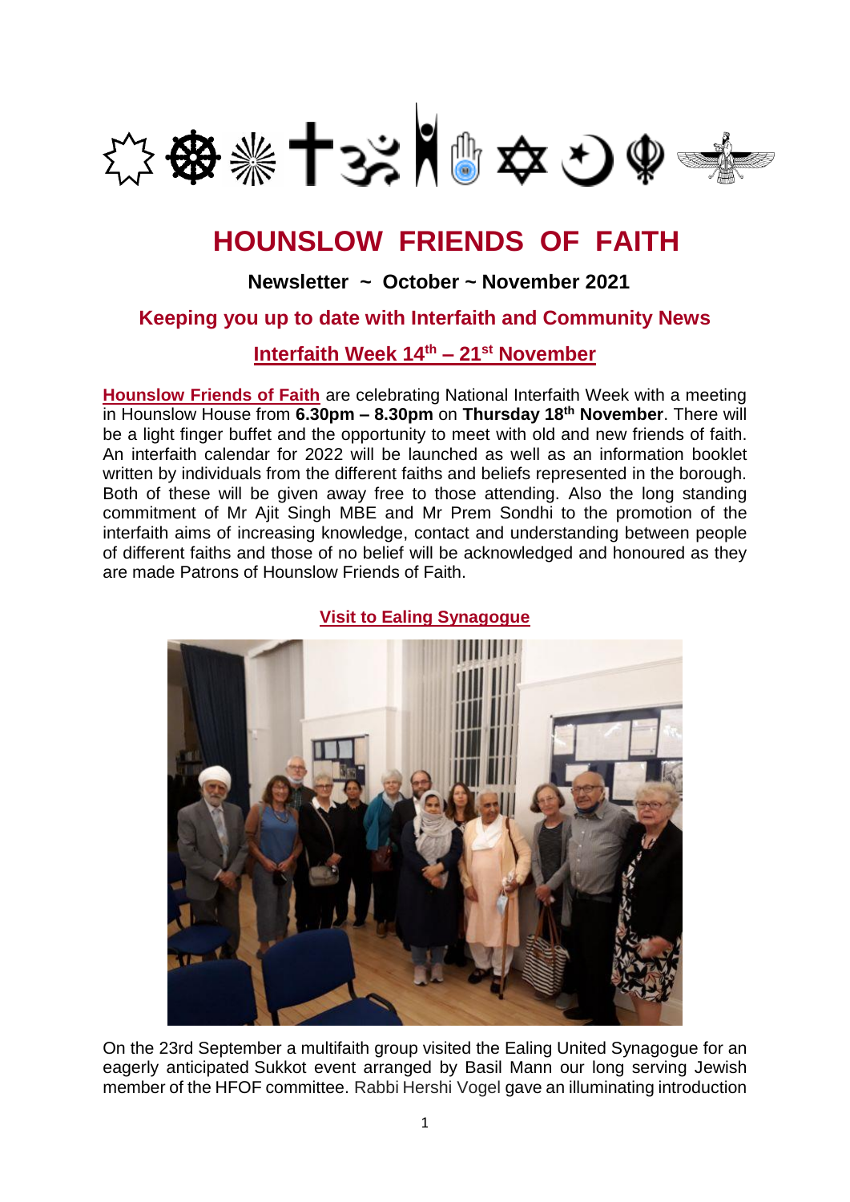# HOUNSLOW FRIENDS OF FAITH

**Newsletter ~ October ~ November 2021**

## Keeping you up to date with Interfaith and Community News

## Interfaith Week 14th – 21st November

**Hounslow Friends of Faith** are celebrating National Interfaith Week with a meeting in Hounslow House from **6.30pm – 8.30pm** on **Thursday 18th November**. There will be a light finger buffet and the opportunity to meet with old and new friends of faith. An interfaith calendar for 2022 will be launched as well as an information booklet written by individuals from the different faiths and beliefs represented in the borough. Both of these will be given away free to those attending. Also the long standing commitment of Mr Ajit Singh MBE and Mr Prem Sondhi to the promotion of the interfaith aims of increasing knowledge, contact and understanding between people of different faiths and those of no belief will be acknowledged and honoured as they are made Patrons of Hounslow Friends of Faith.

### Visit to Ealing Synagogue

On the 23rd September a multifaith group visited the Ealing United Synagogue for an eagerly anticipated Sukkot event arranged by Basil Mann our long serving Jewish member of the HFOF committee. Rabbi Hershi Vogel gave an illuminating introduction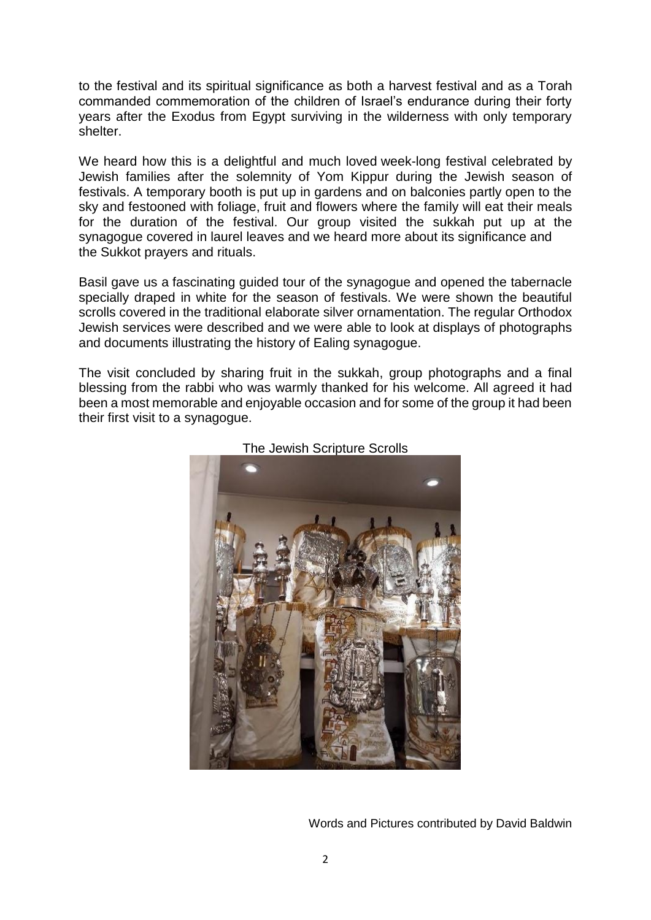to the festival and its spiritual significance as both a harvest festival and as a Torah commanded commemoration of the children of Israel's endurance during their forty years after the Exodus from Egypt surviving in the wilderness with only temporary shelter.

We heard how this is a delightful and much loved week-long festival celebrated by Jewish families after the solemnity of Yom Kippur during the Jewish season of festivals. A temporary booth is put up in gardens and on balconies partly open to the sky and festooned with foliage, fruit and flowers where the family will eat their meals for the duration of the festival. Our group visited the sukkah put up at the synagogue covered in laurel leaves and we heard more about its significance and the Sukkot prayers and rituals.

Basil gave us a fascinating guided tour of the synagogue and opened the tabernacle specially draped in white for the season of festivals. We were shown the beautiful scrolls covered in the traditional elaborate silver ornamentation. The regular Orthodox Jewish services were described and we were able to look at displays of photographs and documents illustrating the history of Ealing synagogue.

The visit concluded by sharing fruit in the sukkah, group photographs and a final blessing from the rabbi who was warmly thanked for his welcome. All agreed it had been a most memorable and enjoyable occasion and for some of the group it had been their first visit to a synagogue.

The Jewish Scripture Scrolls

Words and Pictures contributed by David Baldwin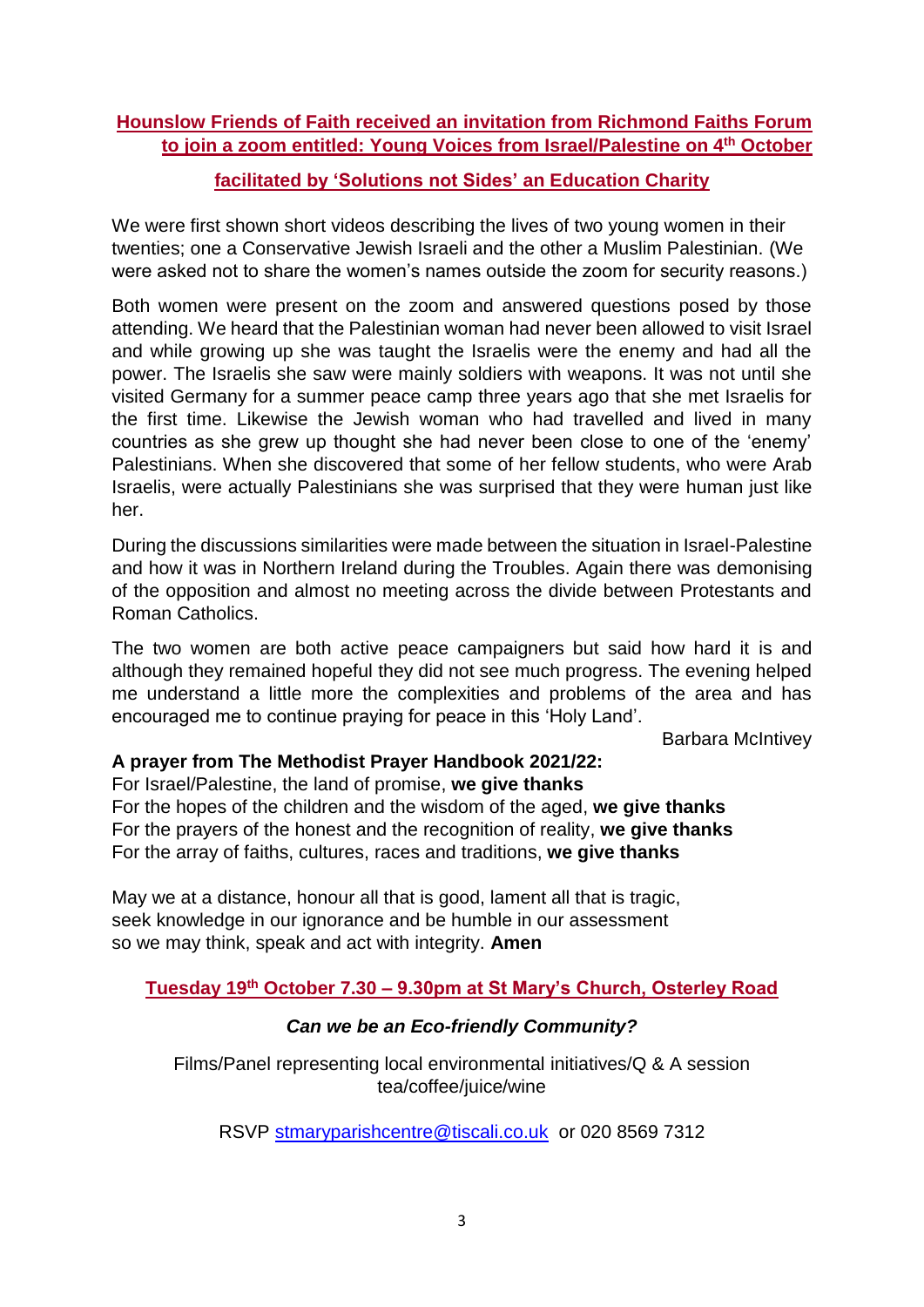## Hounslow Friends of Faith received an invitation from Richmond Faiths Forum to join a zoom entitled: Young Voices from Israel/Palestine on 4th October

## facilitated by 'Solutions not Sides' an Education Charity

We were first shown short videos describing the lives of two young women in their twenties; one a Conservative Jewish Israeli and the other a Muslim Palestinian. (We were asked not to share the women's names outside the zoom for security reasons.)

Both women were present on the zoom and answered questions posed by those attending. We heard that the Palestinian woman had never been allowed to visit Israel and while growing up she was taught the Israelis were the enemy and had all the power. The Israelis she saw were mainly soldiers with weapons. It was not until she visited Germany for a summer peace camp three years ago that she met Israelis for the first time. Likewise the Jewish woman who had travelled and lived in many countries as she grew up thought she had never been close to one of the 'enemy' Palestinians. When she discovered that some of her fellow students, who were Arab Israelis, were actually Palestinians she was surprised that they were human just like her.

During the discussions similarities were made between the situation in Israel-Palestine and how it was in Northern Ireland during the Troubles. Again there was demonising of the opposition and almost no meeting across the divide between Protestants and Roman Catholics.

The two women are both active peace campaigners but said how hard it is and although they remained hopeful they did not see much progress. The evening helped me understand a little more the complexities and problems of the area and has encouraged me to continue praying for peace in this 'Holy Land'.

Barbara McIntivey

**A prayer from The Methodist Prayer Handbook 2021/22:**

For Israel/Palestine, the land of promise, **we give thanks**
For the hopes of the children and the wisdom of the aged, **we give thanks**
For the prayers of the honest and the recognition of reality, **we give thanks**
For the array of faiths, cultures, races and traditions, **we give thanks**

May we at a distance, honour all that is good, lament all that is tragic,
seek knowledge in our ignorance and be humble in our assessment
so we may think, speak and act with integrity. **Amen**

## Tuesday 19th October 7.30 – 9.30pm at St Mary's Church, Osterley Road

***Can we be an Eco-friendly Community?***

Films/Panel representing local environmental initiatives/Q & A session
tea/coffee/juice/wine

RSVP stmaryparishcentre@tiscali.co.uk or 020 8569 7312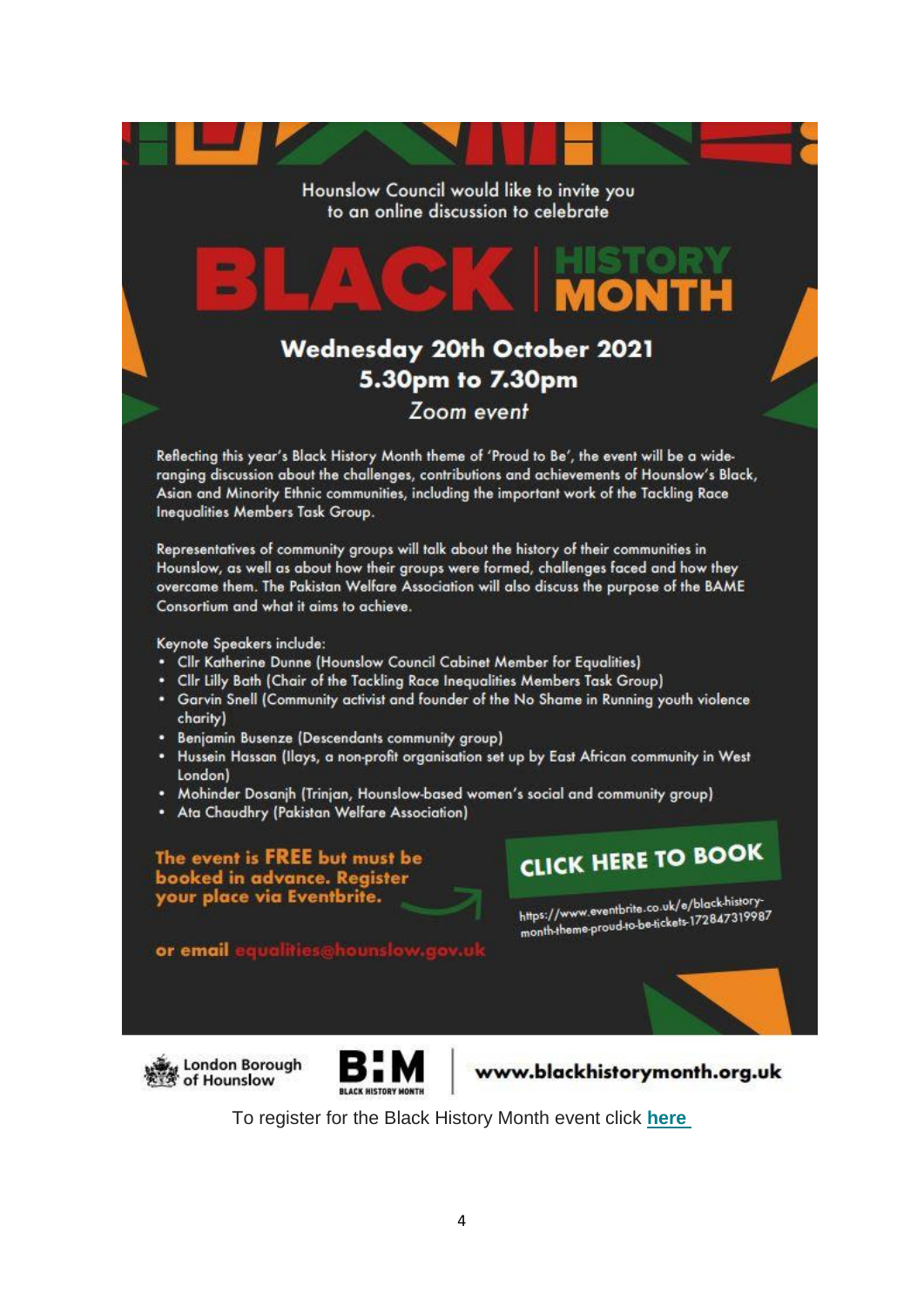Hounslow Council would like to invite you to an online discussion to celebrate

# BLACK HISTORY MONTH

## Wednesday 20th October 2021
## 5.30pm to 7.30pm
*Zoom event*

Reflecting this year's Black History Month theme of 'Proud to Be', the event will be a wide-ranging discussion about the challenges, contributions and achievements of Hounslow's Black, Asian and Minority Ethnic communities, including the important work of the Tackling Race Inequalities Members Task Group.

Representatives of community groups will talk about the history of their communities in Hounslow, as well as about how their groups were formed, challenges faced and how they overcame them. The Pakistan Welfare Association will also discuss the purpose of the BAME Consortium and what it aims to achieve.

Keynote Speakers include:

- Cllr Katherine Dunne (Hounslow Council Cabinet Member for Equalities)
- Cllr Lilly Bath (Chair of the Tackling Race Inequalities Members Task Group)
- Garvin Snell (Community activist and founder of the No Shame in Running youth violence charity)
- Benjamin Busenze (Descendants community group)
- Hussein Hassan (Ilays, a non-profit organisation set up by East African community in West London)
- Mohinder Dosanjh (Trinjan, Hounslow-based women's social and community group)
- Ata Chaudhry (Pakistan Welfare Association)

**The event is FREE but must be booked in advance. Register your place via Eventbrite.**

**CLICK HERE TO BOOK**

https://www.eventbrite.co.uk/e/black-history-month-theme-proud-to-be-tickets-172847319987

**or email equalities@hounslow.gov.uk**

London Borough of Hounslow

BHM BLACK HISTORY MONTH

www.blackhistorymonth.org.uk

To register for the Black History Month event click **here**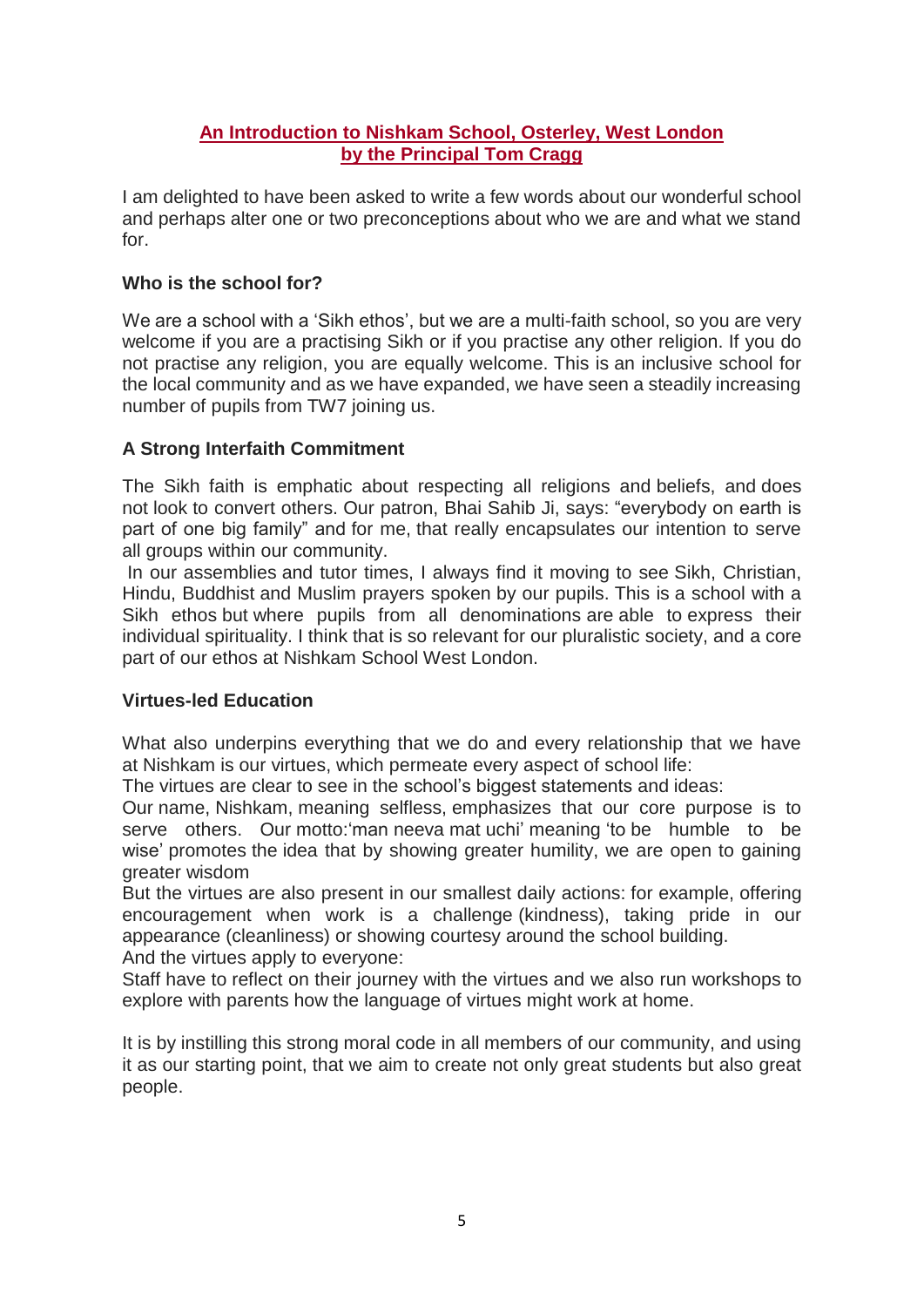# An Introduction to Nishkam School, Osterley, West London by the Principal Tom Cragg

I am delighted to have been asked to write a few words about our wonderful school and perhaps alter one or two preconceptions about who we are and what we stand for.

## Who is the school for?

We are a school with a 'Sikh ethos', but we are a multi-faith school, so you are very welcome if you are a practising Sikh or if you practise any other religion. If you do not practise any religion, you are equally welcome. This is an inclusive school for the local community and as we have expanded, we have seen a steadily increasing number of pupils from TW7 joining us.

## A Strong Interfaith Commitment

The Sikh faith is emphatic about respecting all religions and beliefs, and does not look to convert others. Our patron, Bhai Sahib Ji, says: "everybody on earth is part of one big family" and for me, that really encapsulates our intention to serve all groups within our community.

In our assemblies and tutor times, I always find it moving to see Sikh, Christian, Hindu, Buddhist and Muslim prayers spoken by our pupils. This is a school with a Sikh ethos but where pupils from all denominations are able to express their individual spirituality. I think that is so relevant for our pluralistic society, and a core part of our ethos at Nishkam School West London.

## Virtues-led Education

What also underpins everything that we do and every relationship that we have at Nishkam is our virtues, which permeate every aspect of school life:

The virtues are clear to see in the school's biggest statements and ideas:

Our name, Nishkam, meaning selfless, emphasizes that our core purpose is to serve others. Our motto:'man neeva mat uchi' meaning 'to be humble to be wise' promotes the idea that by showing greater humility, we are open to gaining greater wisdom

But the virtues are also present in our smallest daily actions: for example, offering encouragement when work is a challenge (kindness), taking pride in our appearance (cleanliness) or showing courtesy around the school building.

And the virtues apply to everyone:

Staff have to reflect on their journey with the virtues and we also run workshops to explore with parents how the language of virtues might work at home.

It is by instilling this strong moral code in all members of our community, and using it as our starting point, that we aim to create not only great students but also great people.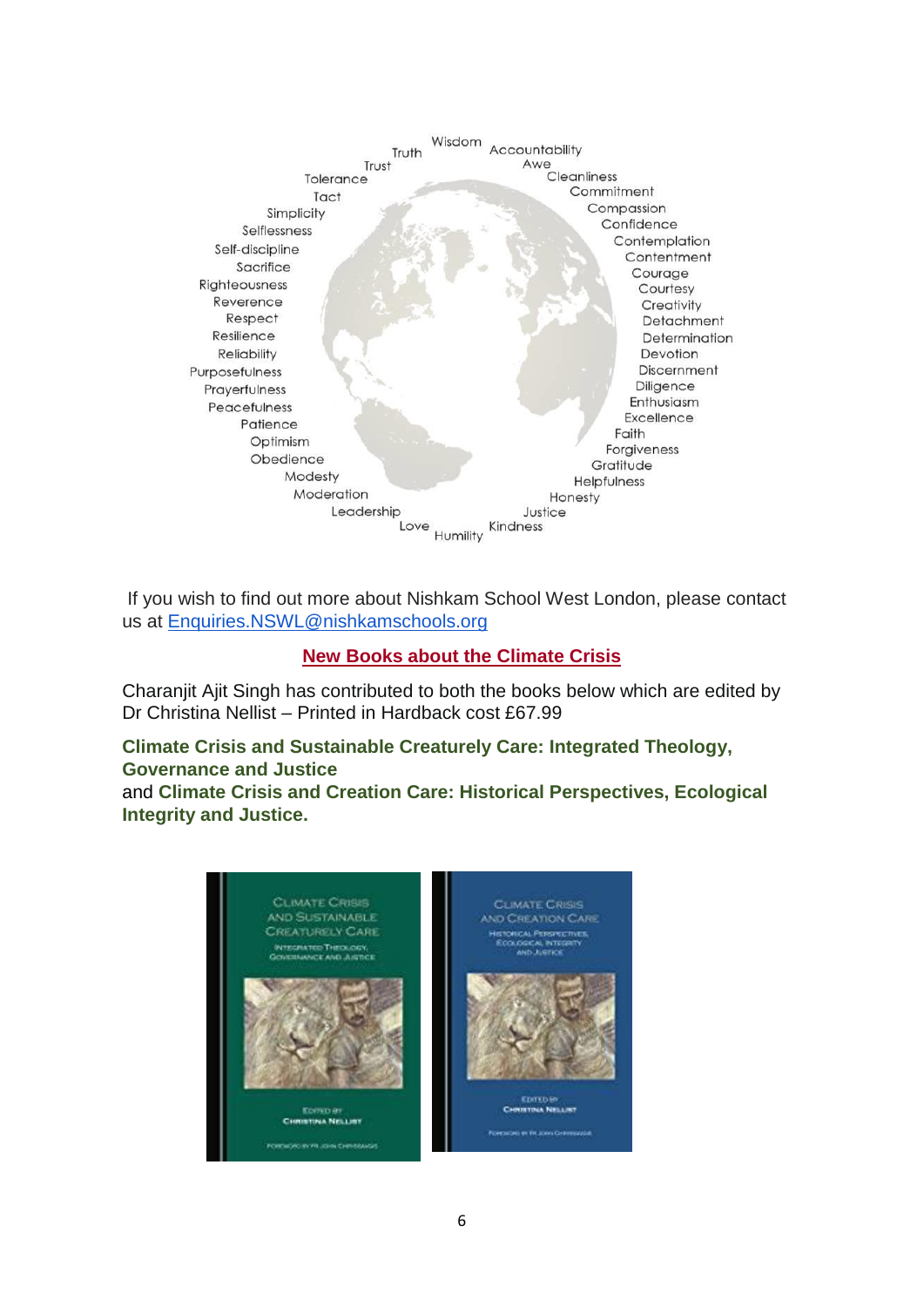Wisdom
Truth
Accountability
Trust
Awe
Tolerance
Cleanliness
Tact
Commitment
Simplicity
Compassion
Selflessness
Confidence
Self-discipline
Contemplation
Sacrifice
Contentment
Courage
Righteousness
Courtesy
Reverence
Creativity
Respect
Detachment
Resilience
Determination
Reliability
Devotion
Purposefulness
Discernment
Prayerfulness
Diligence
Peacefulness
Enthusiasm
Patience
Excellence
Optimism
Faith
Obedience
Forgiveness
Gratitude
Modesty
Helpfulness
Moderation
Honesty
Leadership
Justice
Love
Kindness
Humility

If you wish to find out more about Nishkam School West London, please contact us at [Enquiries.NSWL@nishkamschools.org](mailto:Enquiries.NSWL@nishkamschools.org)

## New Books about the Climate Crisis

Charanjit Ajit Singh has contributed to both the books below which are edited by Dr Christina Nellist – Printed in Hardback cost £67.99

**Climate Crisis and Sustainable Creaturely Care: Integrated Theology, Governance and Justice**
and **Climate Crisis and Creation Care: Historical Perspectives, Ecological Integrity and Justice.**

CLIMATE CRISIS AND SUSTAINABLE CREATURELY CARE
INTEGRATED THEOLOGY, GOVERNANCE AND JUSTICE
EDITED BY CHRISTINA NELLIST
FOREWORD BY FR JOHN CHRYSSAVGIS

CLIMATE CRISIS AND CREATION CARE
HISTORICAL PERSPECTIVES, ECOLOGICAL INTEGRITY AND JUSTICE
EDITED BY CHRISTINA NELLIST
FOREWORD BY FR JOHN CHRYSSAVGIS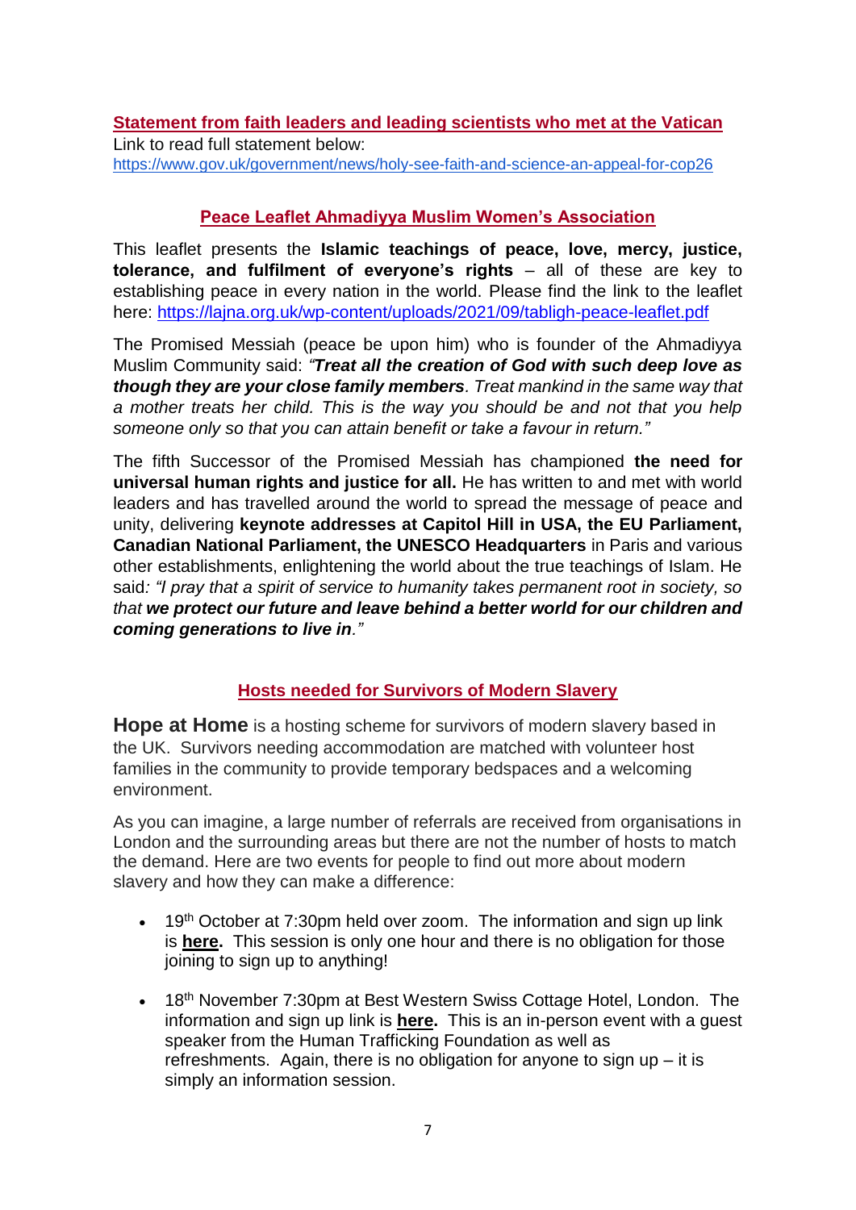## Statement from faith leaders and leading scientists who met at the Vatican

Link to read full statement below:
https://www.gov.uk/government/news/holy-see-faith-and-science-an-appeal-for-cop26

## Peace Leaflet Ahmadiyya Muslim Women's Association

This leaflet presents the **Islamic teachings of peace, love, mercy, justice, tolerance, and fulfilment of everyone's rights** – all of these are key to establishing peace in every nation in the world. Please find the link to the leaflet here: https://lajna.org.uk/wp-content/uploads/2021/09/tabligh-peace-leaflet.pdf

The Promised Messiah (peace be upon him) who is founder of the Ahmadiyya Muslim Community said: *"**Treat all the creation of God with such deep love as though they are your close family members**. Treat mankind in the same way that a mother treats her child. This is the way you should be and not that you help someone only so that you can attain benefit or take a favour in return."*

The fifth Successor of the Promised Messiah has championed **the need for universal human rights and justice for all.** He has written to and met with world leaders and has travelled around the world to spread the message of peace and unity, delivering **keynote addresses at Capitol Hill in USA, the EU Parliament, Canadian National Parliament, the UNESCO Headquarters** in Paris and various other establishments, enlightening the world about the true teachings of Islam. He said*: "I pray that a spirit of service to humanity takes permanent root in society, so that **we protect our future and leave behind a better world for our children and coming generations to live in**."*

## Hosts needed for Survivors of Modern Slavery

**Hope at Home** is a hosting scheme for survivors of modern slavery based in the UK. Survivors needing accommodation are matched with volunteer host families in the community to provide temporary bedspaces and a welcoming environment.

As you can imagine, a large number of referrals are received from organisations in London and the surrounding areas but there are not the number of hosts to match the demand. Here are two events for people to find out more about modern slavery and how they can make a difference:

- 19th October at 7:30pm held over zoom. The information and sign up link is **here.** This session is only one hour and there is no obligation for those joining to sign up to anything!
- 18th November 7:30pm at Best Western Swiss Cottage Hotel, London. The information and sign up link is **here.** This is an in-person event with a guest speaker from the Human Trafficking Foundation as well as refreshments. Again, there is no obligation for anyone to sign up – it is simply an information session.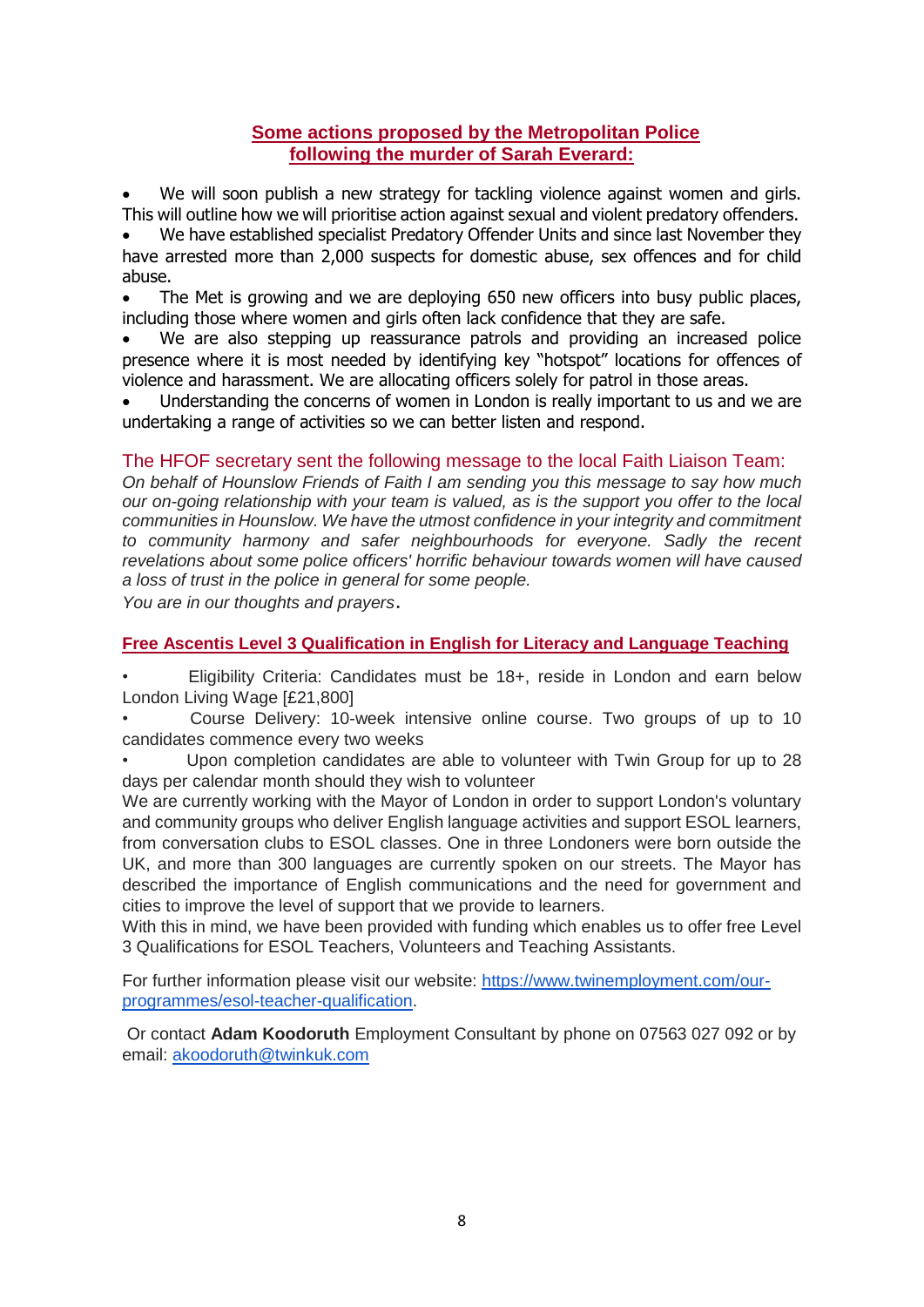## Some actions proposed by the Metropolitan Police following the murder of Sarah Everard:

- We will soon publish a new strategy for tackling violence against women and girls. This will outline how we will prioritise action against sexual and violent predatory offenders.
- We have established specialist Predatory Offender Units and since last November they have arrested more than 2,000 suspects for domestic abuse, sex offences and for child abuse.
- The Met is growing and we are deploying 650 new officers into busy public places, including those where women and girls often lack confidence that they are safe.
- We are also stepping up reassurance patrols and providing an increased police presence where it is most needed by identifying key "hotspot" locations for offences of violence and harassment. We are allocating officers solely for patrol in those areas.
- Understanding the concerns of women in London is really important to us and we are undertaking a range of activities so we can better listen and respond.

### The HFOF secretary sent the following message to the local Faith Liaison Team:

*On behalf of Hounslow Friends of Faith I am sending you this message to say how much our on-going relationship with your team is valued, as is the support you offer to the local communities in Hounslow. We have the utmost confidence in your integrity and commitment to community harmony and safer neighbourhoods for everyone. Sadly the recent revelations about some police officers' horrific behaviour towards women will have caused a loss of trust in the police in general for some people.*

*You are in our thoughts and prayers*.

### Free Ascentis Level 3 Qualification in English for Literacy and Language Teaching

- Eligibility Criteria: Candidates must be 18+, reside in London and earn below London Living Wage [£21,800]
- Course Delivery: 10-week intensive online course. Two groups of up to 10 candidates commence every two weeks
- Upon completion candidates are able to volunteer with Twin Group for up to 28 days per calendar month should they wish to volunteer

We are currently working with the Mayor of London in order to support London's voluntary and community groups who deliver English language activities and support ESOL learners, from conversation clubs to ESOL classes. One in three Londoners were born outside the UK, and more than 300 languages are currently spoken on our streets. The Mayor has described the importance of English communications and the need for government and cities to improve the level of support that we provide to learners.

With this in mind, we have been provided with funding which enables us to offer free Level 3 Qualifications for ESOL Teachers, Volunteers and Teaching Assistants.

For further information please visit our website: [https://www.twinemployment.com/our-programmes/esol-teacher-qualification](https://www.twinemployment.com/our-programmes/esol-teacher-qualification).

Or contact **Adam Koodoruth** Employment Consultant by phone on 07563 027 092 or by email: [akoodoruth@twinkuk.com](mailto:akoodoruth@twinkuk.com)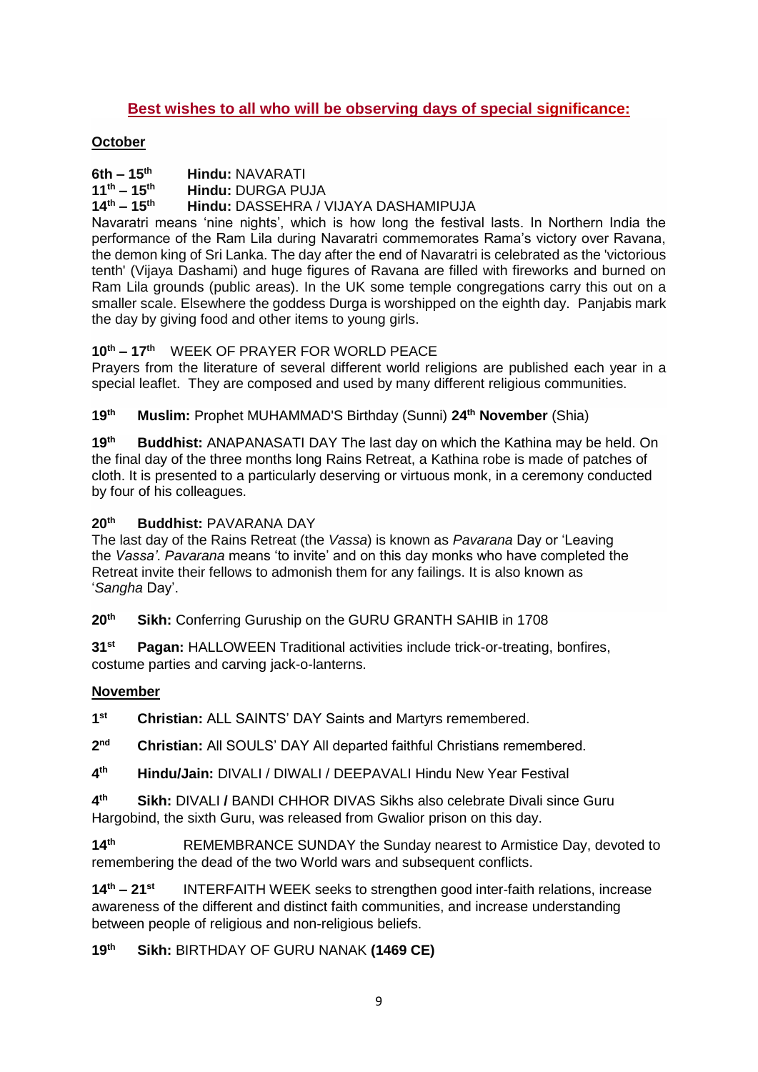## Best wishes to all who will be observing days of special significance:

### October

**6th – 15th** **Hindu:** NAVARATI
**11th – 15th** **Hindu:** DURGA PUJA
**14th – 15th** **Hindu:** DASSEHRA / VIJAYA DASHAMIPUJA

Navaratri means 'nine nights', which is how long the festival lasts. In Northern India the performance of the Ram Lila during Navaratri commemorates Rama's victory over Ravana, the demon king of Sri Lanka. The day after the end of Navaratri is celebrated as the 'victorious tenth' (Vijaya Dashami) and huge figures of Ravana are filled with fireworks and burned on Ram Lila grounds (public areas). In the UK some temple congregations carry this out on a smaller scale. Elsewhere the goddess Durga is worshipped on the eighth day. Panjabis mark the day by giving food and other items to young girls.

**10th – 17th** WEEK OF PRAYER FOR WORLD PEACE
Prayers from the literature of several different world religions are published each year in a special leaflet. They are composed and used by many different religious communities.

**19th** **Muslim:** Prophet MUHAMMAD'S Birthday (Sunni) **24th November** (Shia)

**19th** **Buddhist:** ANAPANASATI DAY The last day on which the Kathina may be held. On the final day of the three months long Rains Retreat, a Kathina robe is made of patches of cloth. It is presented to a particularly deserving or virtuous monk, in a ceremony conducted by four of his colleagues.

**20th** **Buddhist:** PAVARANA DAY
The last day of the Rains Retreat (the *Vassa*) is known as *Pavarana* Day or 'Leaving the *Vassa'*. *Pavarana* means 'to invite' and on this day monks who have completed the Retreat invite their fellows to admonish them for any failings. It is also known as '*Sangha* Day'.

**20th** **Sikh:** Conferring Guruship on the GURU GRANTH SAHIB in 1708

**31st** **Pagan:** HALLOWEEN Traditional activities include trick-or-treating, bonfires, costume parties and carving jack-o-lanterns.

### November

**1st** **Christian:** ALL SAINTS' DAY Saints and Martyrs remembered.

**2nd** **Christian:** All SOULS' DAY All departed faithful Christians remembered.

**4th** **Hindu/Jain:** DIVALI / DIWALI / DEEPAVALI Hindu New Year Festival

**4th** **Sikh:** DIVALI **/** BANDI CHHOR DIVAS Sikhs also celebrate Divali since Guru Hargobind, the sixth Guru, was released from Gwalior prison on this day.

**14th** REMEMBRANCE SUNDAY the Sunday nearest to Armistice Day, devoted to remembering the dead of the two World wars and subsequent conflicts.

**14th – 21st** INTERFAITH WEEK seeks to strengthen good inter-faith relations, increase awareness of the different and distinct faith communities, and increase understanding between people of religious and non-religious beliefs.

**19th** **Sikh:** BIRTHDAY OF GURU NANAK **(1469 CE)**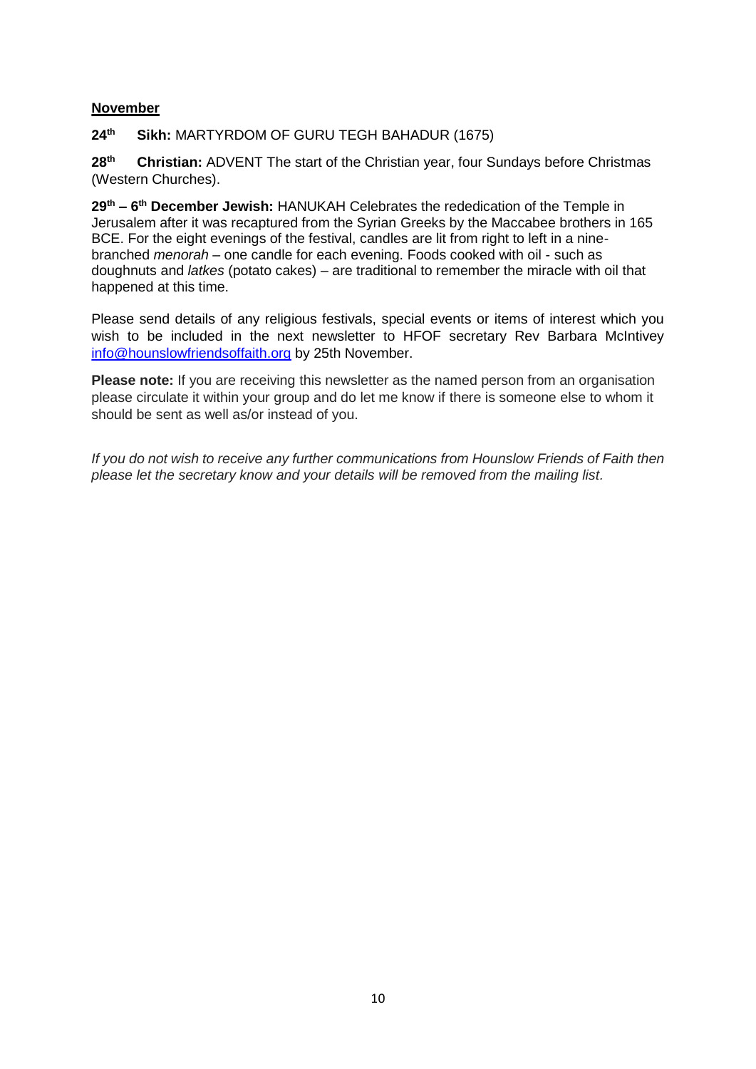**November**

**24th** **Sikh:** MARTYRDOM OF GURU TEGH BAHADUR (1675)

**28th** **Christian:** ADVENT The start of the Christian year, four Sundays before Christmas (Western Churches).

**29th – 6th December Jewish:** HANUKAH Celebrates the rededication of the Temple in Jerusalem after it was recaptured from the Syrian Greeks by the Maccabee brothers in 165 BCE. For the eight evenings of the festival, candles are lit from right to left in a nine-branched *menorah* – one candle for each evening. Foods cooked with oil - such as doughnuts and *latkes* (potato cakes) – are traditional to remember the miracle with oil that happened at this time.

Please send details of any religious festivals, special events or items of interest which you wish to be included in the next newsletter to HFOF secretary Rev Barbara McIntivey info@hounslowfriendsoffaith.org by 25th November.

**Please note:** If you are receiving this newsletter as the named person from an organisation please circulate it within your group and do let me know if there is someone else to whom it should be sent as well as/or instead of you.

*If you do not wish to receive any further communications from Hounslow Friends of Faith then please let the secretary know and your details will be removed from the mailing list.*